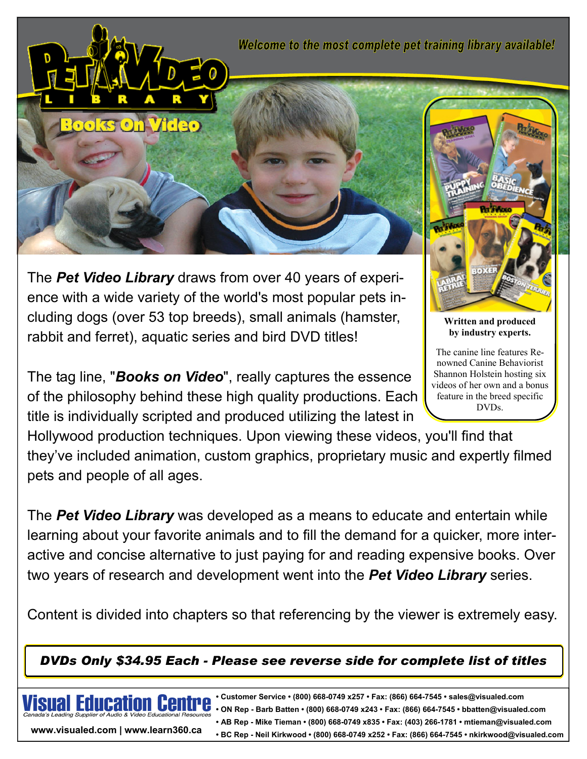# Pet Video Library

## Books On Video

*Welcome to the most complete pet training library available!*

**Written and produced by industry experts.**

The canine line features Renowned Canine Behaviorist Shannon Holstein hosting six videos of her own and a bonus feature in the breed specific DVDs.

The ***Pet Video Library*** draws from over 40 years of experience with a wide variety of the world's most popular pets including dogs (over 53 top breeds), small animals (hamster, rabbit and ferret), aquatic series and bird DVD titles!

The tag line, "***Books on Video***", really captures the essence of the philosophy behind these high quality productions. Each title is individually scripted and produced utilizing the latest in Hollywood production techniques. Upon viewing these videos, you'll find that they've included animation, custom graphics, proprietary music and expertly filmed pets and people of all ages.

The ***Pet Video Library*** was developed as a means to educate and entertain while learning about your favorite animals and to fill the demand for a quicker, more interactive and concise alternative to just paying for and reading expensive books. Over two years of research and development went into the ***Pet Video Library*** series.

Content is divided into chapters so that referencing by the viewer is extremely easy.

***DVDs Only $34.95 Each - Please see reverse side for complete list of titles***

**Visual Education Centre**
*Canada's Leading Supplier of Audio & Video Educational Resources*

**www.visualed.com | www.learn360.ca**

- **Customer Service • (800) 668-0749 x257 • Fax: (866) 664-7545 • sales@visualed.com**
- **ON Rep - Barb Batten • (800) 668-0749 x243 • Fax: (866) 664-7545 • bbatten@visualed.com**
- **AB Rep - Mike Tieman • (800) 668-0749 x835 • Fax: (403) 266-1781 • mtieman@visualed.com**
- **BC Rep - Neil Kirkwood • (800) 668-0749 x252 • Fax: (866) 664-7545 • nkirkwood@visualed.com**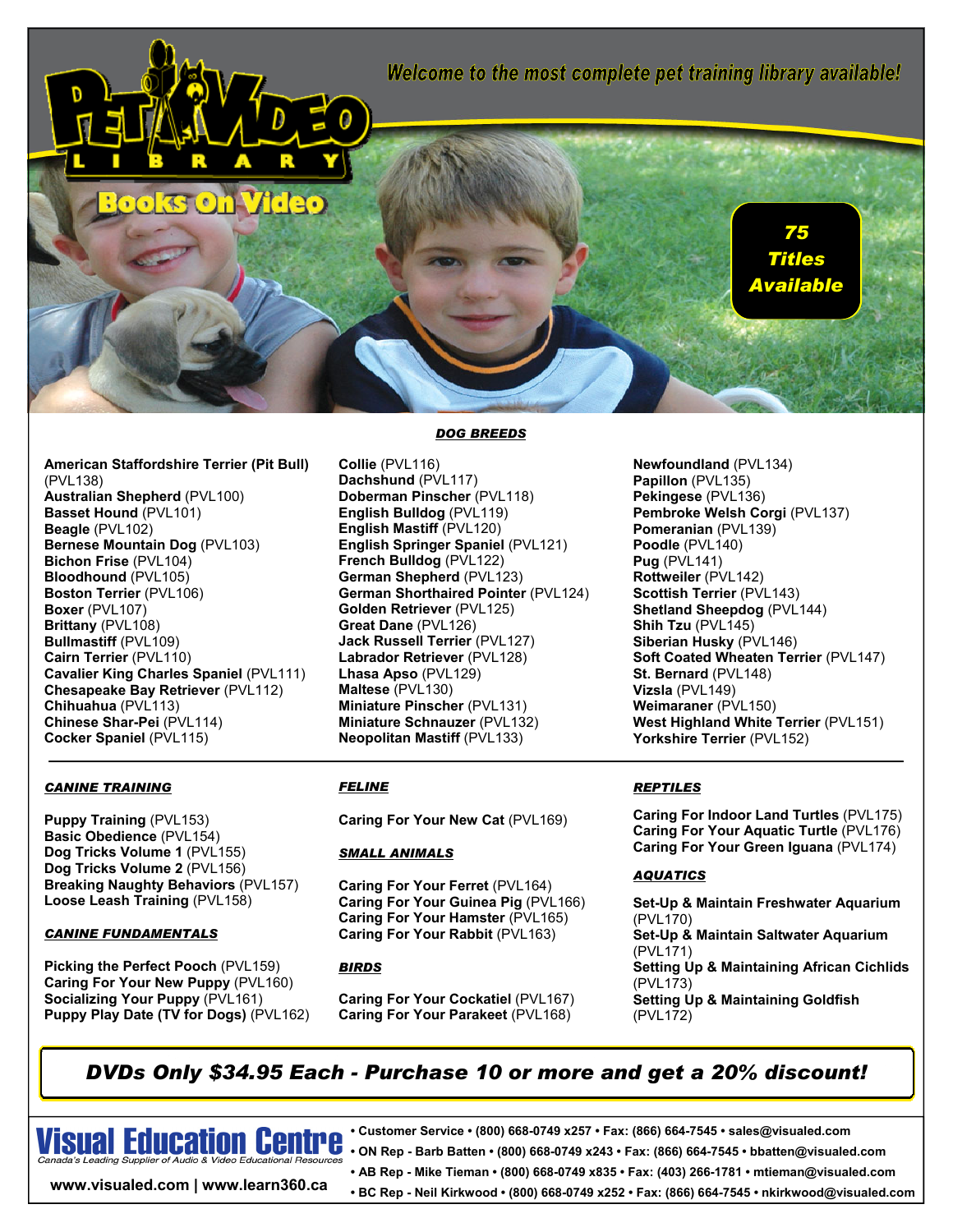# Pet Video Library

## Books On Video

*Welcome to the most complete pet training library available!*

**75 Titles Available**

## *DOG BREEDS*

**American Staffordshire Terrier (Pit Bull)** (PVL138)
**Australian Shepherd** (PVL100)
**Basset Hound** (PVL101)
**Beagle** (PVL102)
**Bernese Mountain Dog** (PVL103)
**Bichon Frise** (PVL104)
**Bloodhound** (PVL105)
**Boston Terrier** (PVL106)
**Boxer** (PVL107)
**Brittany** (PVL108)
**Bullmastiff** (PVL109)
**Cairn Terrier** (PVL110)
**Cavalier King Charles Spaniel** (PVL111)
**Chesapeake Bay Retriever** (PVL112)
**Chihuahua** (PVL113)
**Chinese Shar-Pei** (PVL114)
**Cocker Spaniel** (PVL115)
**Collie** (PVL116)
**Dachshund** (PVL117)
**Doberman Pinscher** (PVL118)
**English Bulldog** (PVL119)
**English Mastiff** (PVL120)
**English Springer Spaniel** (PVL121)
**French Bulldog** (PVL122)
**German Shepherd** (PVL123)
**German Shorthaired Pointer** (PVL124)
**Golden Retriever** (PVL125)
**Great Dane** (PVL126)
**Jack Russell Terrier** (PVL127)
**Labrador Retriever** (PVL128)
**Lhasa Apso** (PVL129)
**Maltese** (PVL130)
**Miniature Pinscher** (PVL131)
**Miniature Schnauzer** (PVL132)
**Neopolitan Mastiff** (PVL133)
**Newfoundland** (PVL134)
**Papillon** (PVL135)
**Pekingese** (PVL136)
**Pembroke Welsh Corgi** (PVL137)
**Pomeranian** (PVL139)
**Poodle** (PVL140)
**Pug** (PVL141)
**Rottweiler** (PVL142)
**Scottish Terrier** (PVL143)
**Shetland Sheepdog** (PVL144)
**Shih Tzu** (PVL145)
**Siberian Husky** (PVL146)
**Soft Coated Wheaten Terrier** (PVL147)
**St. Bernard** (PVL148)
**Vizsla** (PVL149)
**Weimaraner** (PVL150)
**West Highland White Terrier** (PVL151)
**Yorkshire Terrier** (PVL152)

### *CANINE TRAINING*

**Puppy Training** (PVL153)
**Basic Obedience** (PVL154)
**Dog Tricks Volume 1** (PVL155)
**Dog Tricks Volume 2** (PVL156)
**Breaking Naughty Behaviors** (PVL157)
**Loose Leash Training** (PVL158)

### *CANINE FUNDAMENTALS*

**Picking the Perfect Pooch** (PVL159)
**Caring For Your New Puppy** (PVL160)
**Socializing Your Puppy** (PVL161)
**Puppy Play Date (TV for Dogs)** (PVL162)

### *FELINE*

**Caring For Your New Cat** (PVL169)

### *SMALL ANIMALS*

**Caring For Your Ferret** (PVL164)
**Caring For Your Guinea Pig** (PVL166)
**Caring For Your Hamster** (PVL165)
**Caring For Your Rabbit** (PVL163)

### *BIRDS*

**Caring For Your Cockatiel** (PVL167)
**Caring For Your Parakeet** (PVL168)

### *REPTILES*

**Caring For Indoor Land Turtles** (PVL175)
**Caring For Your Aquatic Turtle** (PVL176)
**Caring For Your Green Iguana** (PVL174)

### *AQUATICS*

**Set-Up & Maintain Freshwater Aquarium** (PVL170)
**Set-Up & Maintain Saltwater Aquarium** (PVL171)
**Setting Up & Maintaining African Cichlids** (PVL173)
**Setting Up & Maintaining Goldfish** (PVL172)

***DVDs Only $34.95 Each - Purchase 10 or more and get a 20% discount!***

**Visual Education Centre**
*Canada's Leading Supplier of Audio & Video Educational Resources*

**www.visualed.com | www.learn360.ca**

- **Customer Service • (800) 668-0749 x257 • Fax: (866) 664-7545 • sales@visualed.com**
- **ON Rep - Barb Batten • (800) 668-0749 x243 • Fax: (866) 664-7545 • bbatten@visualed.com**
- **AB Rep - Mike Tieman • (800) 668-0749 x835 • Fax: (403) 266-1781 • mtieman@visualed.com**
- **BC Rep - Neil Kirkwood • (800) 668-0749 x252 • Fax: (866) 664-7545 • nkirkwood@visualed.com**